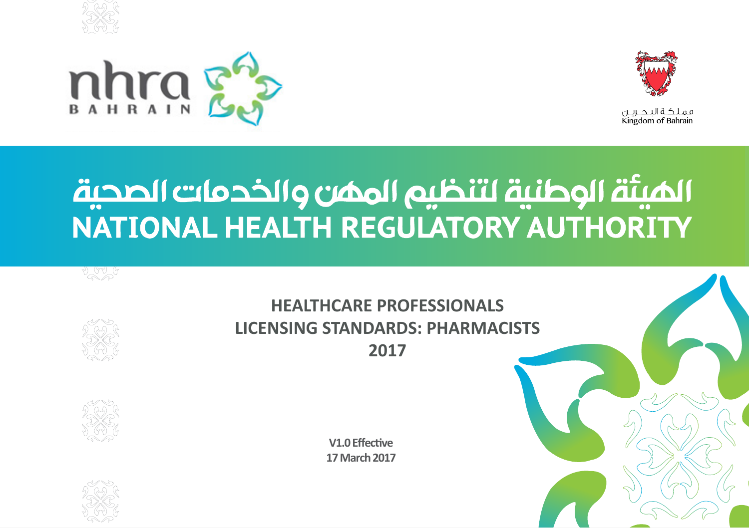nhra
BAHRAIN

مملكة البحرين
Kingdom of Bahrain

# الهيئة الوطنية لتنظيم المهن والخدمات الصحية
# NATIONAL HEALTH REGULATORY AUTHORITY

## HEALTHCARE PROFESSIONALS LICENSING STANDARDS: PHARMACISTS 2017

**V1.0 Effective**
**17 March 2017**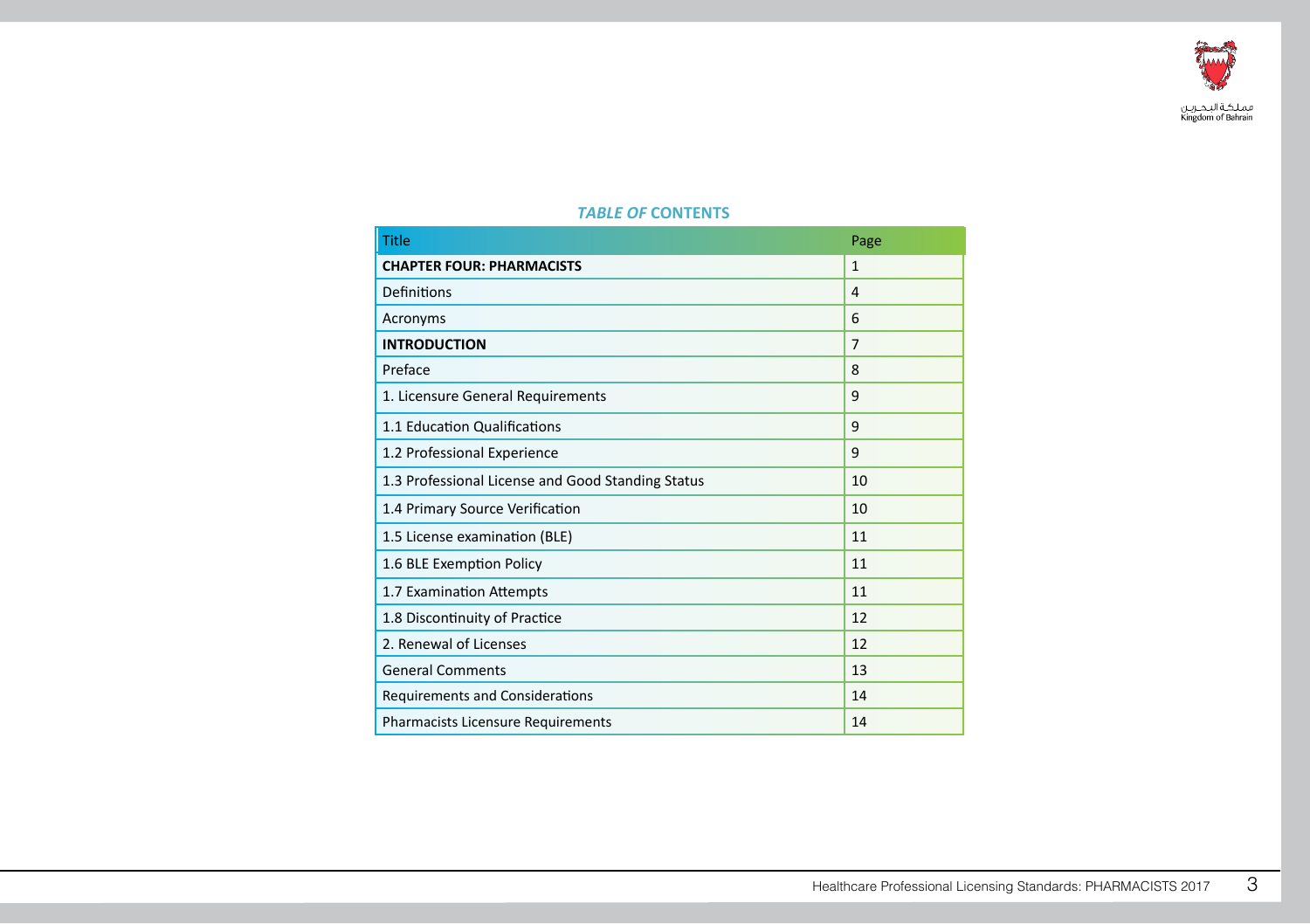## *TABLE OF* CONTENTS

| Title | Page |
|---|---|
| **CHAPTER FOUR: PHARMACISTS** | 1 |
| Definitions | 4 |
| Acronyms | 6 |
| **INTRODUCTION** | 7 |
| Preface | 8 |
| 1. Licensure General Requirements | 9 |
| 1.1 Education Qualifications | 9 |
| 1.2 Professional Experience | 9 |
| 1.3 Professional License and Good Standing Status | 10 |
| 1.4 Primary Source Verification | 10 |
| 1.5 License examination (BLE) | 11 |
| 1.6 BLE Exemption Policy | 11 |
| 1.7 Examination Attempts | 11 |
| 1.8 Discontinuity of Practice | 12 |
| 2. Renewal of Licenses | 12 |
| General Comments | 13 |
| Requirements and Considerations | 14 |
| Pharmacists Licensure Requirements | 14 |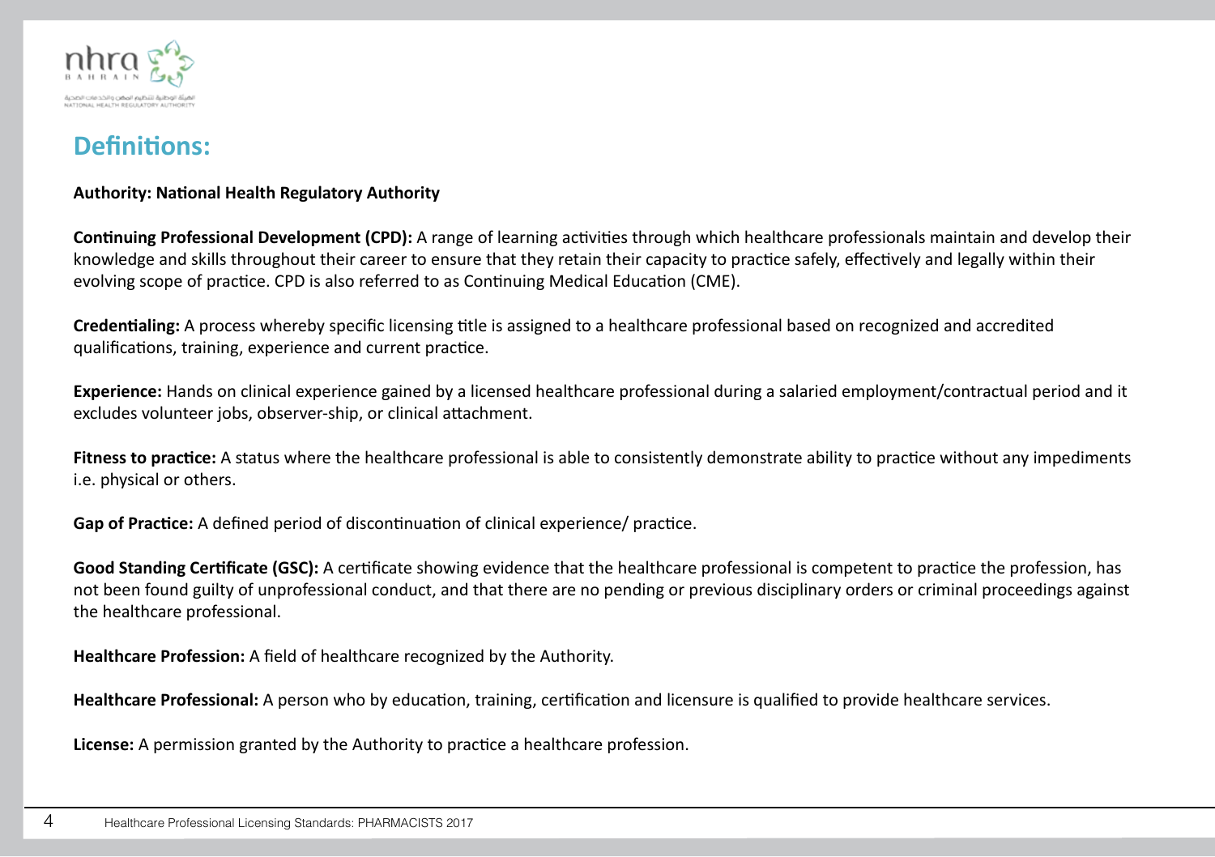## Definitions:

**Authority: National Health Regulatory Authority**

**Continuing Professional Development (CPD):** A range of learning activities through which healthcare professionals maintain and develop their knowledge and skills throughout their career to ensure that they retain their capacity to practice safely, effectively and legally within their evolving scope of practice. CPD is also referred to as Continuing Medical Education (CME).

**Credentialing:** A process whereby specific licensing title is assigned to a healthcare professional based on recognized and accredited qualifications, training, experience and current practice.

**Experience:** Hands on clinical experience gained by a licensed healthcare professional during a salaried employment/contractual period and it excludes volunteer jobs, observer-ship, or clinical attachment.

**Fitness to practice:** A status where the healthcare professional is able to consistently demonstrate ability to practice without any impediments i.e. physical or others.

**Gap of Practice:** A defined period of discontinuation of clinical experience/ practice.

**Good Standing Certificate (GSC):** A certificate showing evidence that the healthcare professional is competent to practice the profession, has not been found guilty of unprofessional conduct, and that there are no pending or previous disciplinary orders or criminal proceedings against the healthcare professional.

**Healthcare Profession:** A field of healthcare recognized by the Authority.

**Healthcare Professional:** A person who by education, training, certification and licensure is qualified to provide healthcare services.

**License:** A permission granted by the Authority to practice a healthcare profession.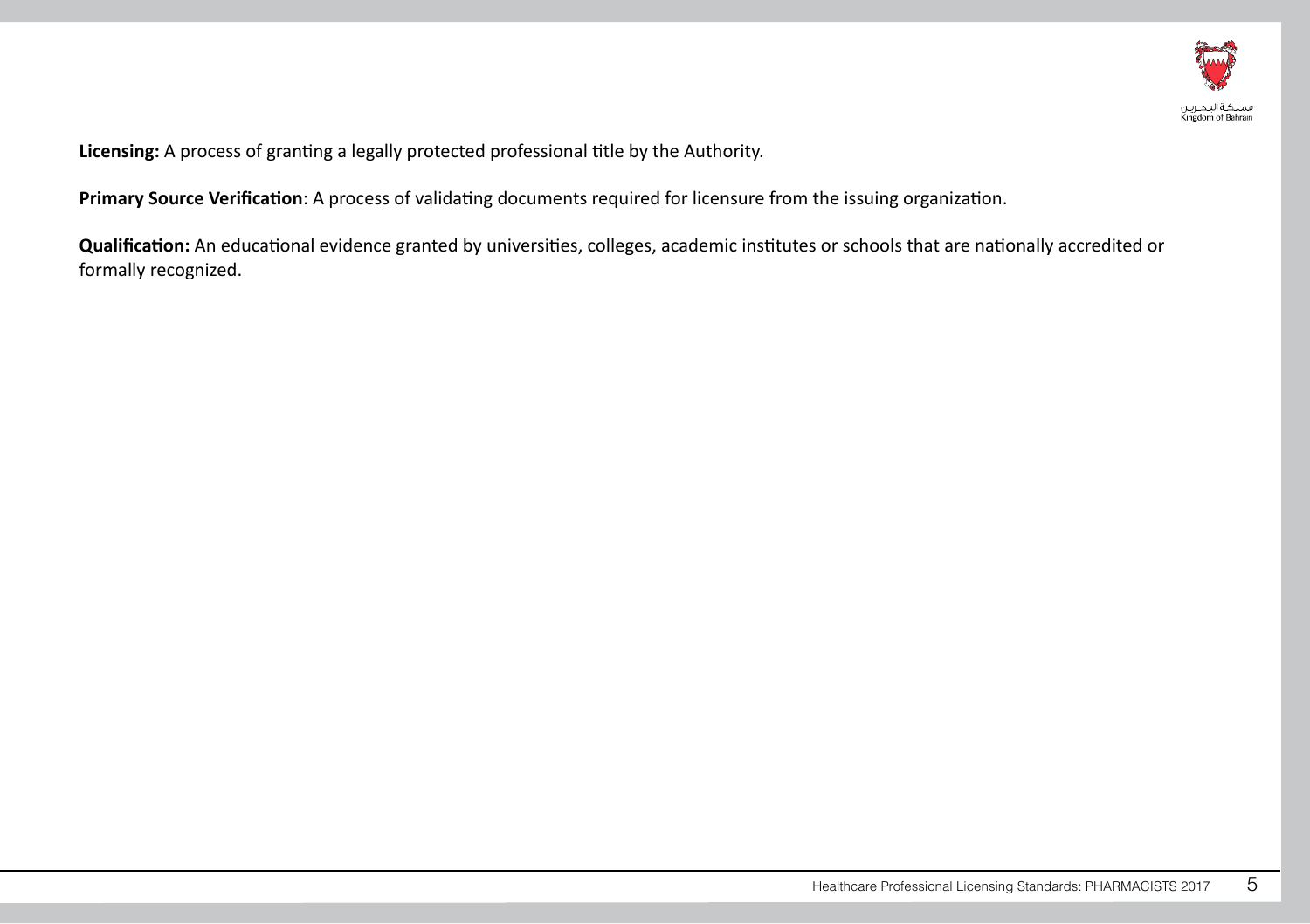**Licensing:** A process of granting a legally protected professional title by the Authority.

**Primary Source Verification**: A process of validating documents required for licensure from the issuing organization.

**Qualification:** An educational evidence granted by universities, colleges, academic institutes or schools that are nationally accredited or formally recognized.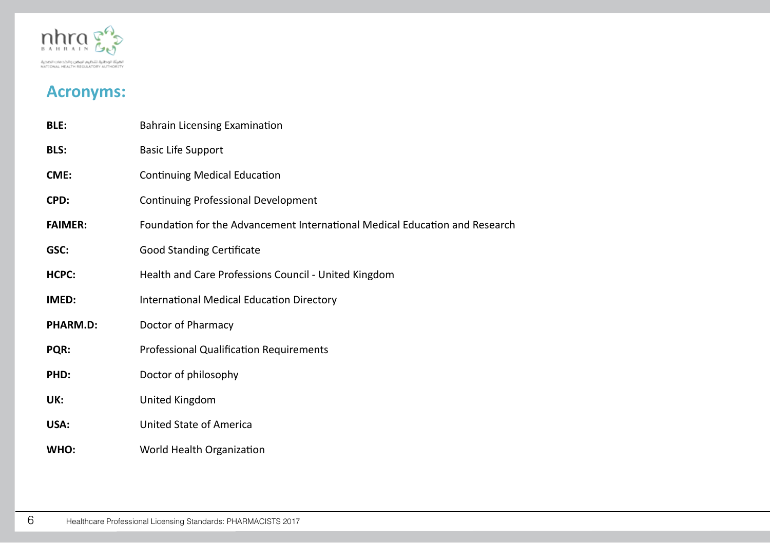## Acronyms:

| | |
|---|---|
| **BLE:** | Bahrain Licensing Examination |
| **BLS:** | Basic Life Support |
| **CME:** | Continuing Medical Education |
| **CPD:** | Continuing Professional Development |
| **FAIMER:** | Foundation for the Advancement International Medical Education and Research |
| **GSC:** | Good Standing Certificate |
| **HCPC:** | Health and Care Professions Council - United Kingdom |
| **IMED:** | International Medical Education Directory |
| **PHARM.D:** | Doctor of Pharmacy |
| **PQR:** | Professional Qualification Requirements |
| **PHD:** | Doctor of philosophy |
| **UK:** | United Kingdom |
| **USA:** | United State of America |
| **WHO:** | World Health Organization |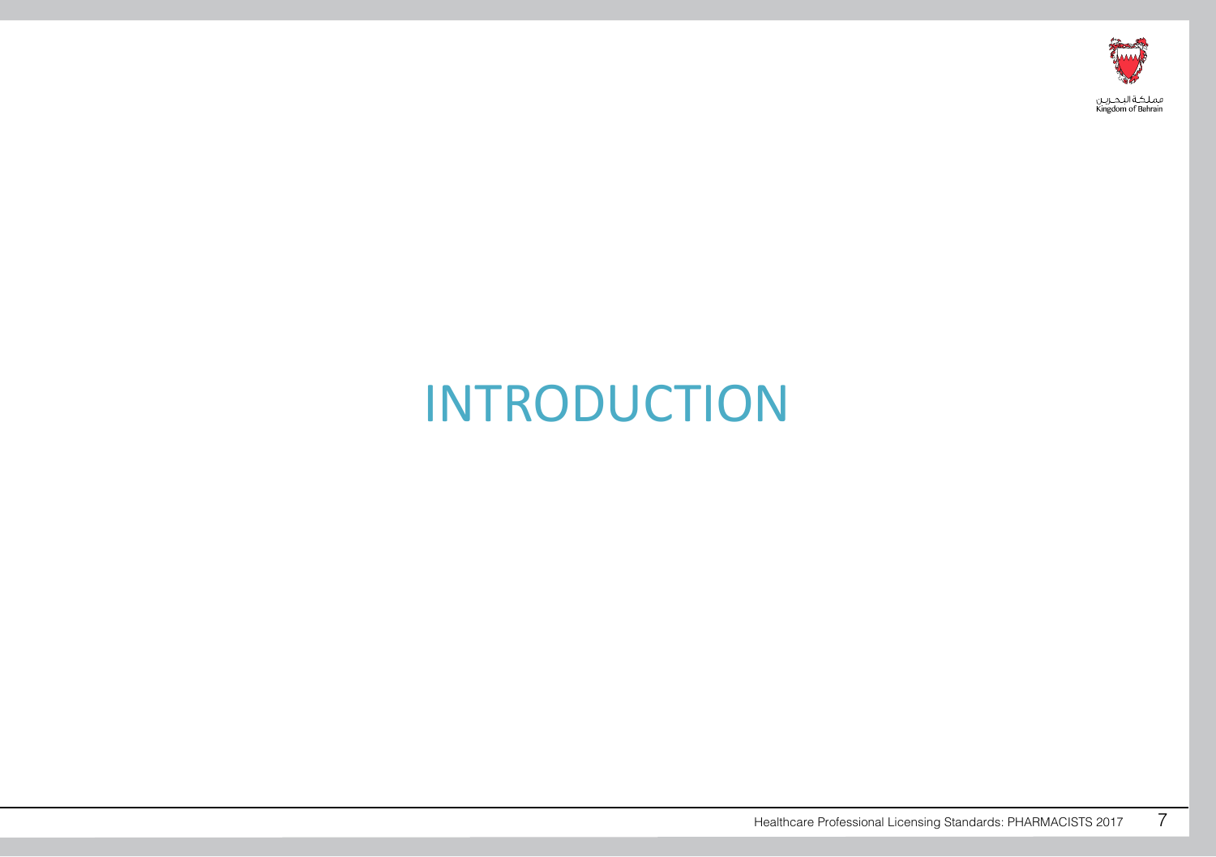# INTRODUCTION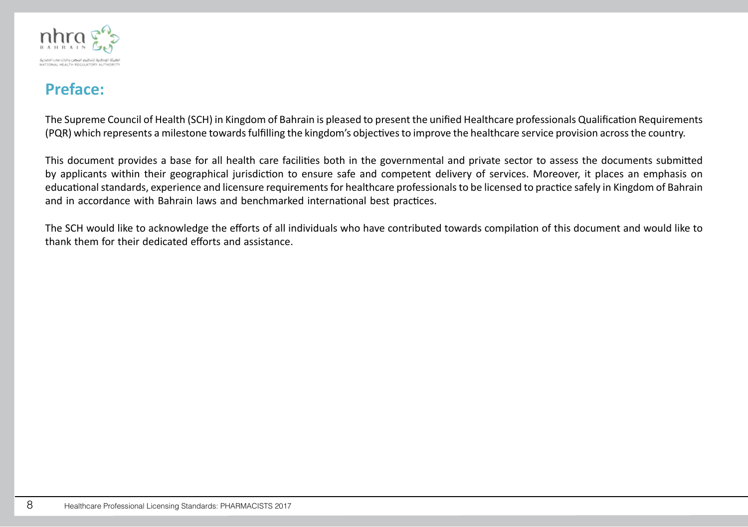## Preface:

The Supreme Council of Health (SCH) in Kingdom of Bahrain is pleased to present the unified Healthcare professionals Qualification Requirements (PQR) which represents a milestone towards fulfilling the kingdom's objectives to improve the healthcare service provision across the country.

This document provides a base for all health care facilities both in the governmental and private sector to assess the documents submitted by applicants within their geographical jurisdiction to ensure safe and competent delivery of services. Moreover, it places an emphasis on educational standards, experience and licensure requirements for healthcare professionals to be licensed to practice safely in Kingdom of Bahrain and in accordance with Bahrain laws and benchmarked international best practices.

The SCH would like to acknowledge the efforts of all individuals who have contributed towards compilation of this document and would like to thank them for their dedicated efforts and assistance.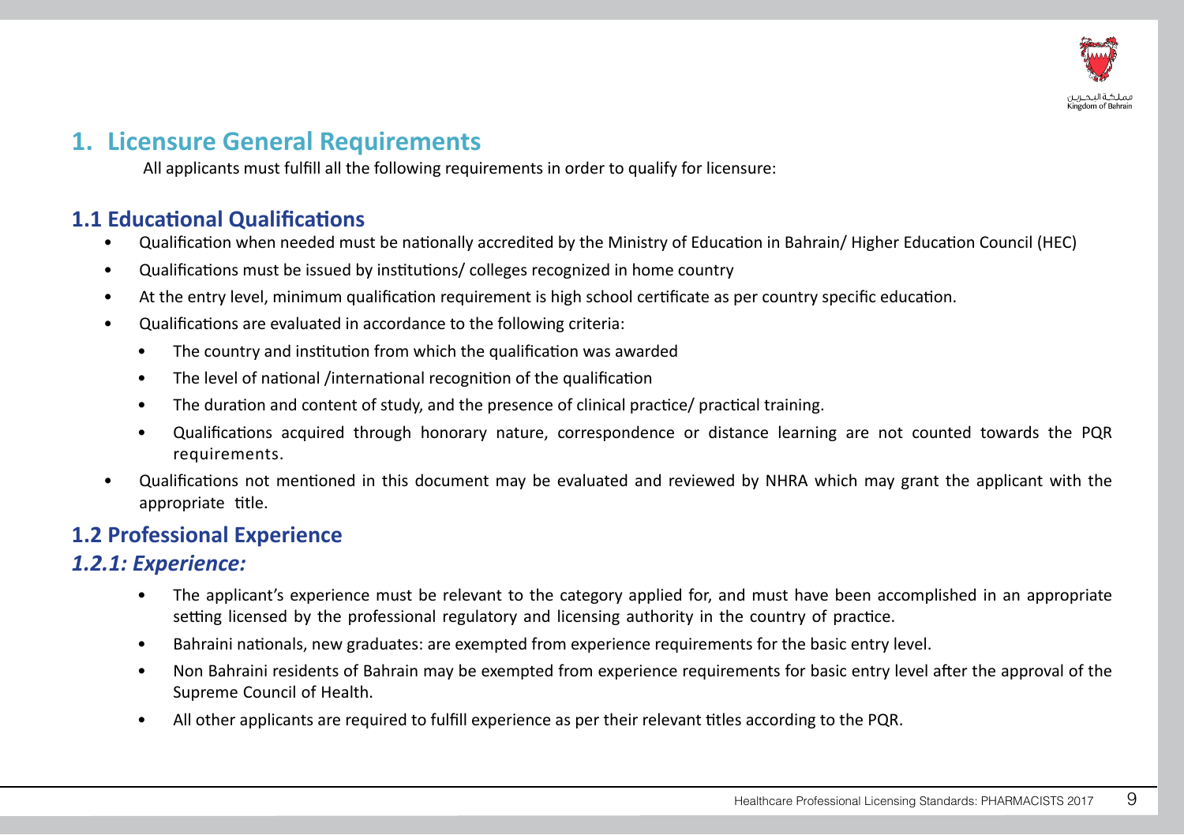# 1. Licensure General Requirements

All applicants must fulfill all the following requirements in order to qualify for licensure:

## 1.1 Educational Qualifications

- Qualification when needed must be nationally accredited by the Ministry of Education in Bahrain/ Higher Education Council (HEC)
- Qualifications must be issued by institutions/ colleges recognized in home country
- At the entry level, minimum qualification requirement is high school certificate as per country specific education.
- Qualifications are evaluated in accordance to the following criteria:
  - The country and institution from which the qualification was awarded
  - The level of national /international recognition of the qualification
  - The duration and content of study, and the presence of clinical practice/ practical training.
  - Qualifications acquired through honorary nature, correspondence or distance learning are not counted towards the PQR requirements.
- Qualifications not mentioned in this document may be evaluated and reviewed by NHRA which may grant the applicant with the appropriate title.

## 1.2 Professional Experience

### *1.2.1: Experience:*

- The applicant's experience must be relevant to the category applied for, and must have been accomplished in an appropriate setting licensed by the professional regulatory and licensing authority in the country of practice.
- Bahraini nationals, new graduates: are exempted from experience requirements for the basic entry level.
- Non Bahraini residents of Bahrain may be exempted from experience requirements for basic entry level after the approval of the Supreme Council of Health.
- All other applicants are required to fulfill experience as per their relevant titles according to the PQR.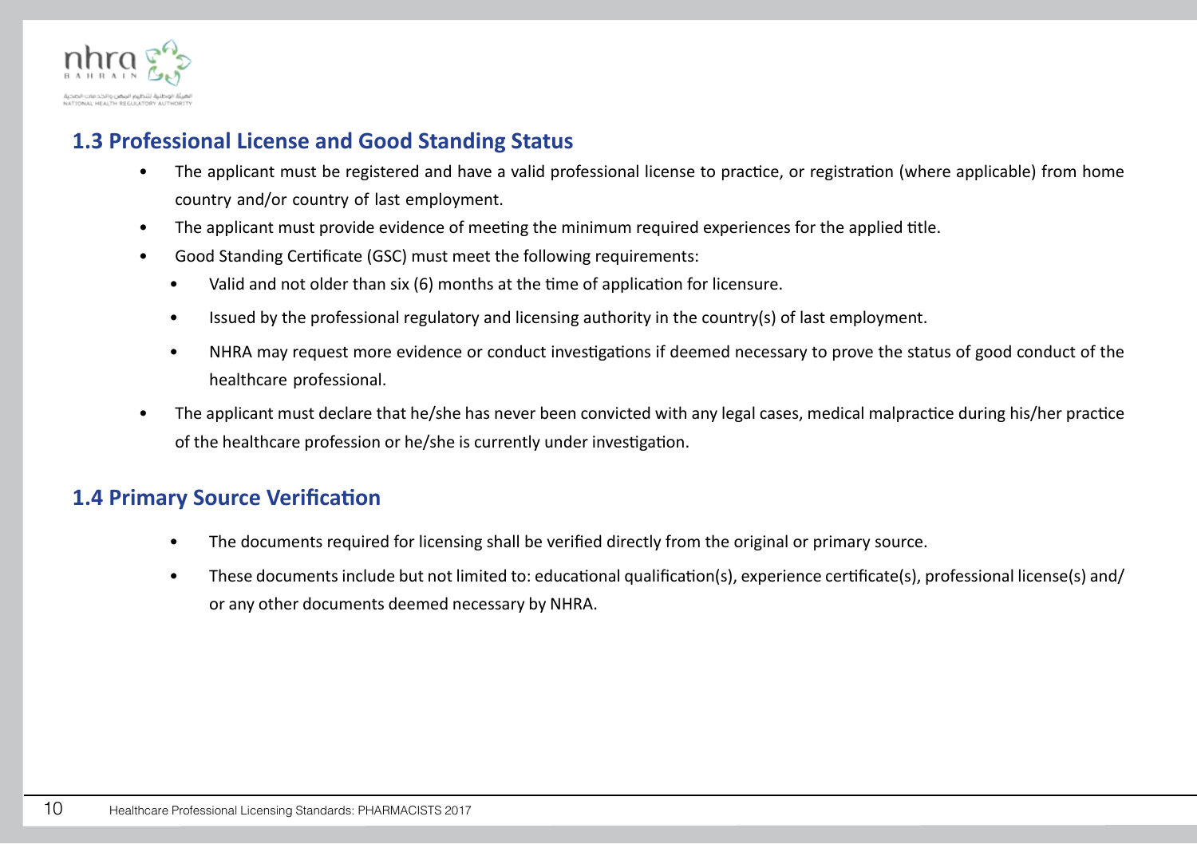## 1.3 Professional License and Good Standing Status

- The applicant must be registered and have a valid professional license to practice, or registration (where applicable) from home country and/or country of last employment.
- The applicant must provide evidence of meeting the minimum required experiences for the applied title.
- Good Standing Certificate (GSC) must meet the following requirements:
  - Valid and not older than six (6) months at the time of application for licensure.
  - Issued by the professional regulatory and licensing authority in the country(s) of last employment.
  - NHRA may request more evidence or conduct investigations if deemed necessary to prove the status of good conduct of the healthcare professional.
- The applicant must declare that he/she has never been convicted with any legal cases, medical malpractice during his/her practice of the healthcare profession or he/she is currently under investigation.

## 1.4 Primary Source Verification

- The documents required for licensing shall be verified directly from the original or primary source.
- These documents include but not limited to: educational qualification(s), experience certificate(s), professional license(s) and/or any other documents deemed necessary by NHRA.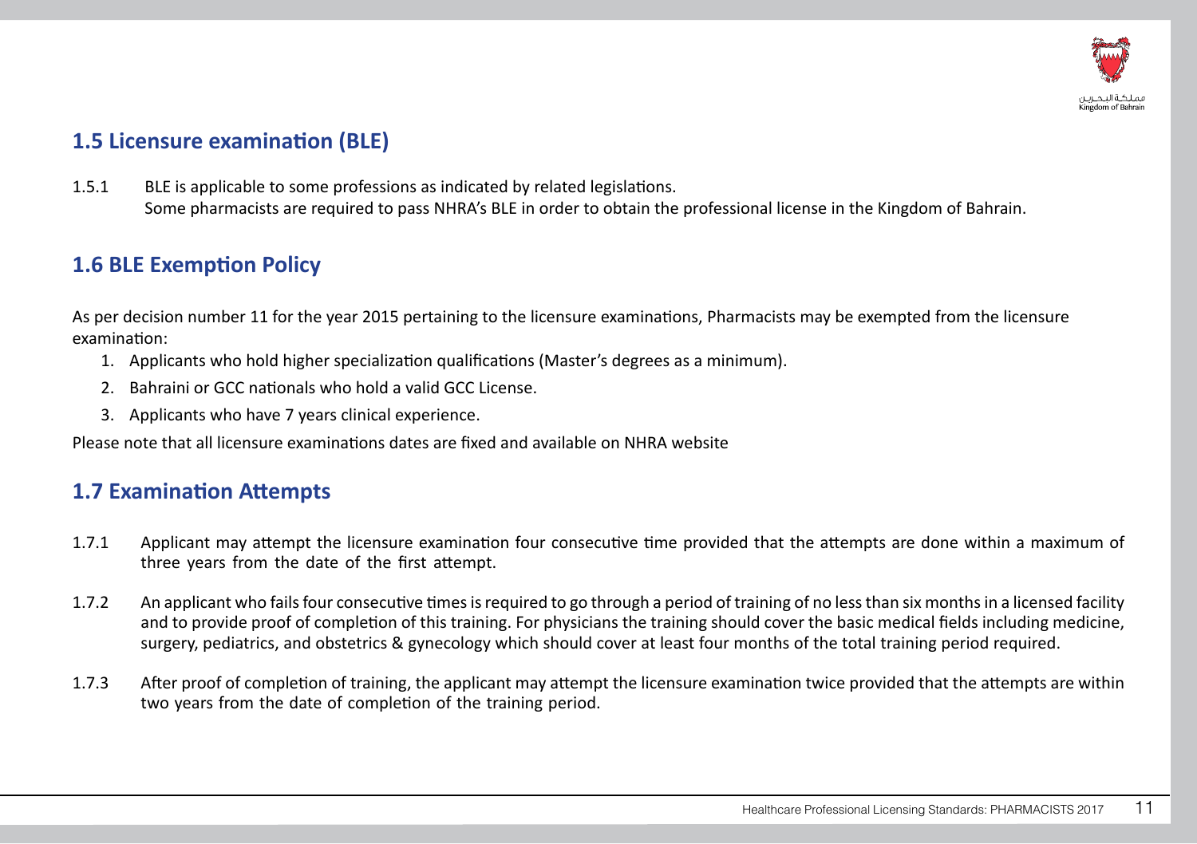## 1.5 Licensure examination (BLE)

1.5.1 BLE is applicable to some professions as indicated by related legislations. Some pharmacists are required to pass NHRA's BLE in order to obtain the professional license in the Kingdom of Bahrain.

## 1.6 BLE Exemption Policy

As per decision number 11 for the year 2015 pertaining to the licensure examinations, Pharmacists may be exempted from the licensure examination:

1. Applicants who hold higher specialization qualifications (Master's degrees as a minimum).
2. Bahraini or GCC nationals who hold a valid GCC License.
3. Applicants who have 7 years clinical experience.

Please note that all licensure examinations dates are fixed and available on NHRA website

## 1.7 Examination Attempts

1.7.1 Applicant may attempt the licensure examination four consecutive time provided that the attempts are done within a maximum of three years from the date of the first attempt.

1.7.2 An applicant who fails four consecutive times is required to go through a period of training of no less than six months in a licensed facility and to provide proof of completion of this training. For physicians the training should cover the basic medical fields including medicine, surgery, pediatrics, and obstetrics & gynecology which should cover at least four months of the total training period required.

1.7.3 After proof of completion of training, the applicant may attempt the licensure examination twice provided that the attempts are within two years from the date of completion of the training period.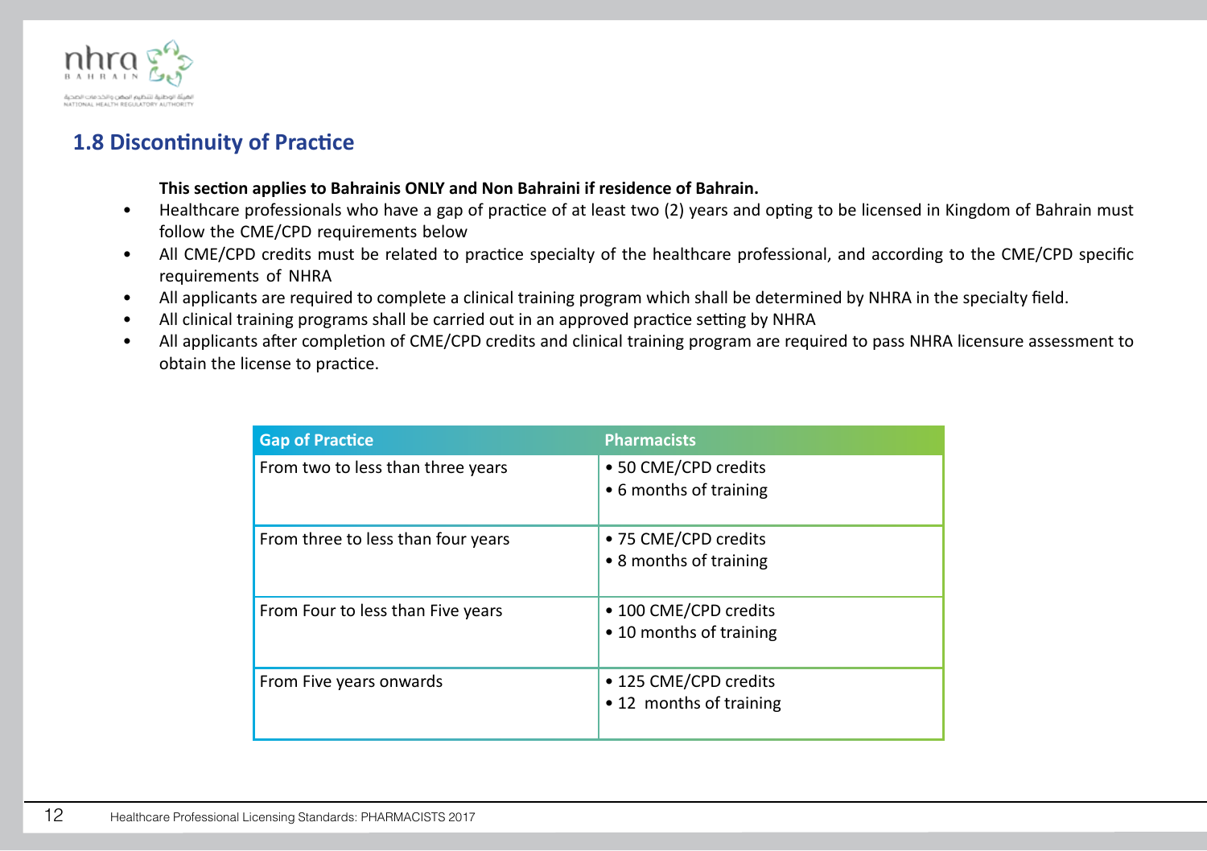## 1.8 Discontinuity of Practice

**This section applies to Bahrainis ONLY and Non Bahraini if residence of Bahrain.**

- Healthcare professionals who have a gap of practice of at least two (2) years and opting to be licensed in Kingdom of Bahrain must follow the CME/CPD requirements below
- All CME/CPD credits must be related to practice specialty of the healthcare professional, and according to the CME/CPD specific requirements of NHRA
- All applicants are required to complete a clinical training program which shall be determined by NHRA in the specialty field.
- All clinical training programs shall be carried out in an approved practice setting by NHRA
- All applicants after completion of CME/CPD credits and clinical training program are required to pass NHRA licensure assessment to obtain the license to practice.

| Gap of Practice | Pharmacists |
|---|---|
| From two to less than three years | • 50 CME/CPD credits<br>• 6 months of training |
| From three to less than four years | • 75 CME/CPD credits<br>• 8 months of training |
| From Four to less than Five years | • 100 CME/CPD credits<br>• 10 months of training |
| From Five years onwards | • 125 CME/CPD credits<br>• 12 months of training |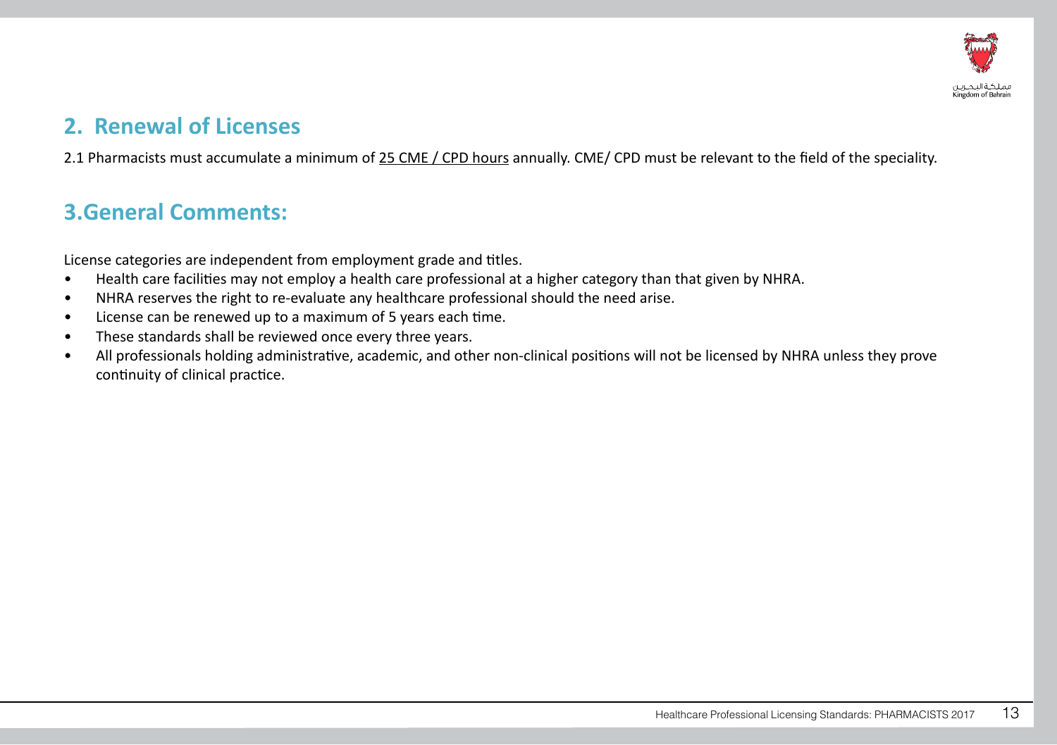## 2. Renewal of Licenses

2.1 Pharmacists must accumulate a minimum of 25 CME / CPD hours annually. CME/ CPD must be relevant to the field of the speciality.

## 3.General Comments:

License categories are independent from employment grade and titles.

- Health care facilities may not employ a health care professional at a higher category than that given by NHRA.
- NHRA reserves the right to re-evaluate any healthcare professional should the need arise.
- License can be renewed up to a maximum of 5 years each time.
- These standards shall be reviewed once every three years.
- All professionals holding administrative, academic, and other non-clinical positions will not be licensed by NHRA unless they prove continuity of clinical practice.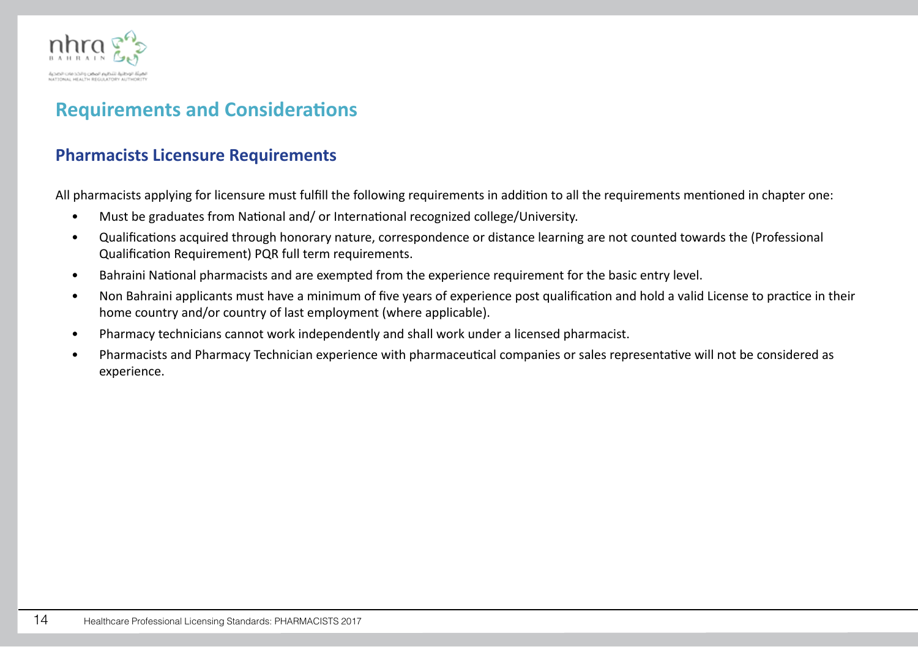## Requirements and Considerations

### Pharmacists Licensure Requirements

All pharmacists applying for licensure must fulfill the following requirements in addition to all the requirements mentioned in chapter one:

- Must be graduates from National and/ or International recognized college/University.
- Qualifications acquired through honorary nature, correspondence or distance learning are not counted towards the (Professional Qualification Requirement) PQR full term requirements.
- Bahraini National pharmacists and are exempted from the experience requirement for the basic entry level.
- Non Bahraini applicants must have a minimum of five years of experience post qualification and hold a valid License to practice in their home country and/or country of last employment (where applicable).
- Pharmacy technicians cannot work independently and shall work under a licensed pharmacist.
- Pharmacists and Pharmacy Technician experience with pharmaceutical companies or sales representative will not be considered as experience.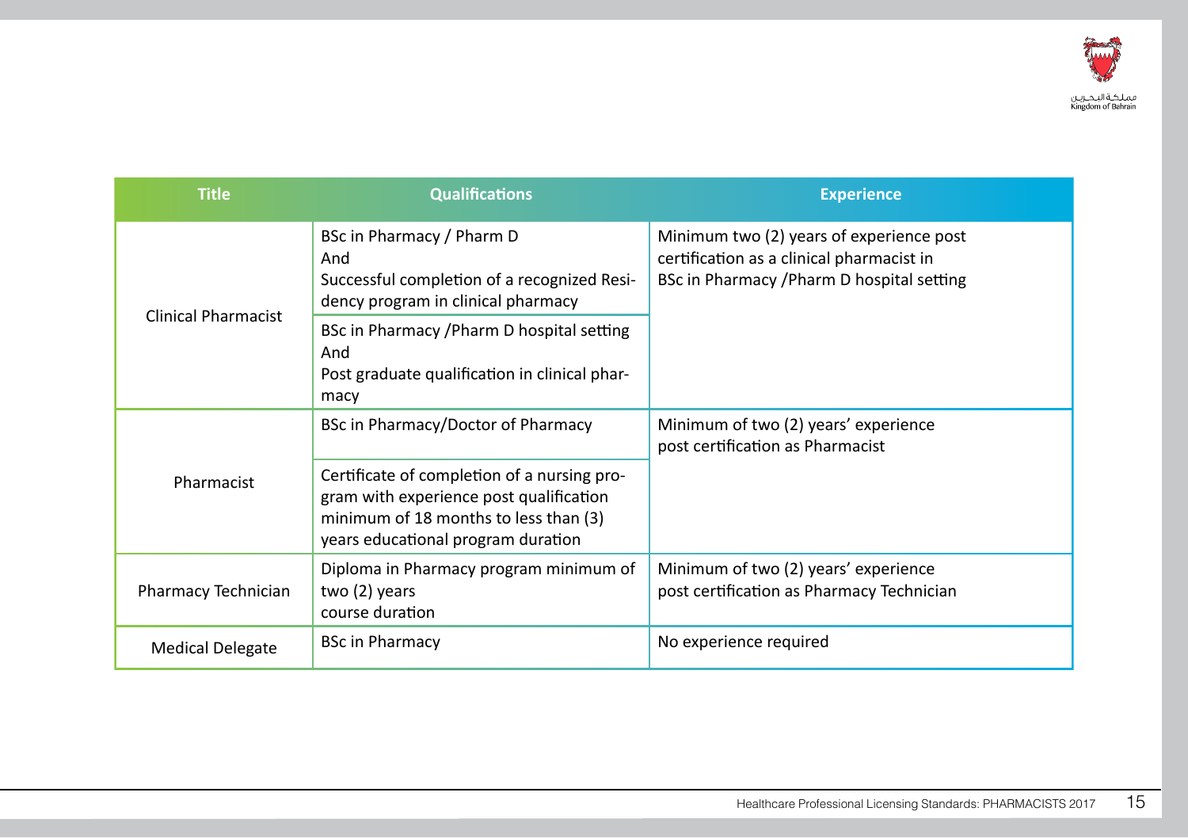| Title | Qualifications | Experience |
|---|---|---|
| Clinical Pharmacist | BSc in Pharmacy / Pharm D<br>And<br>Successful completion of a recognized Residency program in clinical pharmacy | Minimum two (2) years of experience post certification as a clinical pharmacist in BSc in Pharmacy /Pharm D hospital setting |
| | BSc in Pharmacy /Pharm D hospital setting<br>And<br>Post graduate qualification in clinical pharmacy | |
| Pharmacist | BSc in Pharmacy/Doctor of Pharmacy | Minimum of two (2) years' experience post certification as Pharmacist |
| | Certificate of completion of a nursing program with experience post qualification minimum of 18 months to less than (3) years educational program duration | |
| Pharmacy Technician | Diploma in Pharmacy program minimum of two (2) years course duration | Minimum of two (2) years' experience post certification as Pharmacy Technician |
| Medical Delegate | BSc in Pharmacy | No experience required |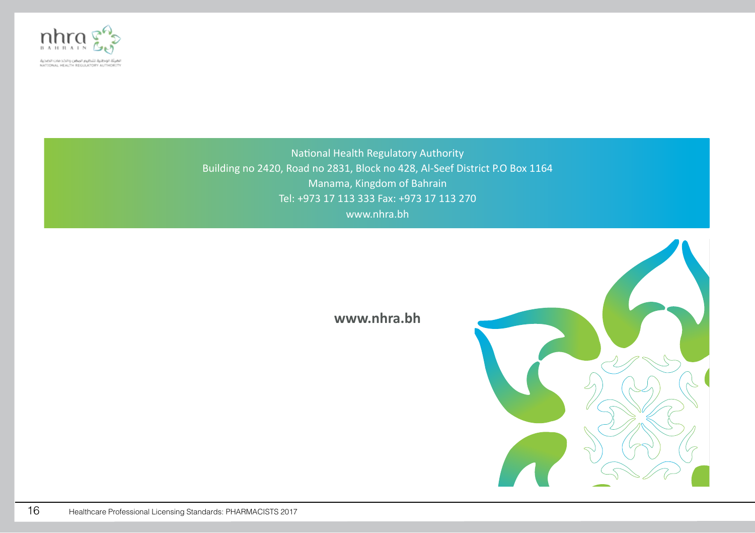National Health Regulatory Authority
Building no 2420, Road no 2831, Block no 428, Al-Seef District P.O Box 1164
Manama, Kingdom of Bahrain
Tel: +973 17 113 333 Fax: +973 17 113 270
www.nhra.bh

**www.nhra.bh**